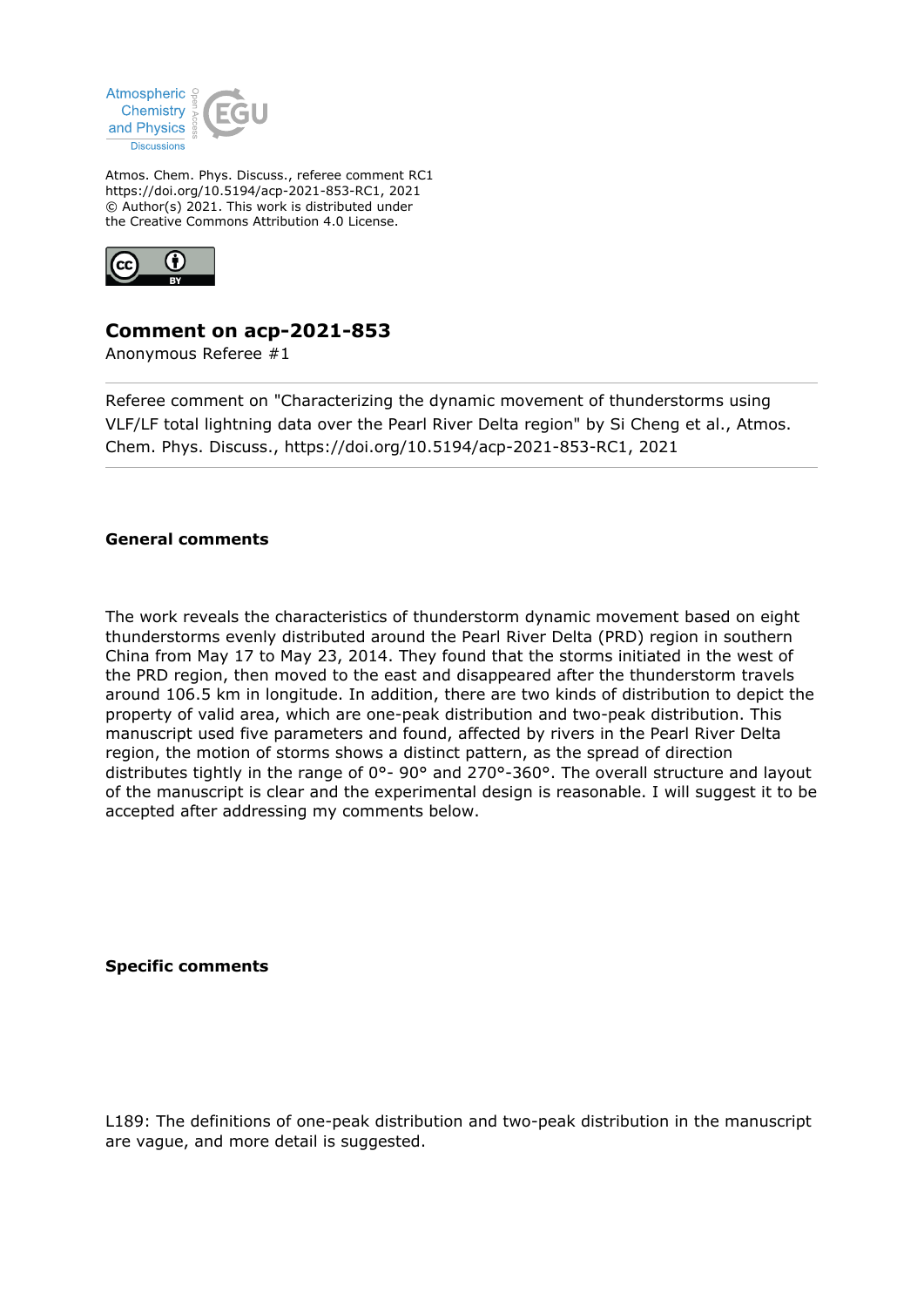Atmospheric Chemistry and Physics Discussions

Atmos. Chem. Phys. Discuss., referee comment RC1
https://doi.org/10.5194/acp-2021-853-RC1, 2021
© Author(s) 2021. This work is distributed under the Creative Commons Attribution 4.0 License.

# Comment on acp-2021-853

Anonymous Referee #1

---

Referee comment on "Characterizing the dynamic movement of thunderstorms using VLF/LF total lightning data over the Pearl River Delta region" by Si Cheng et al., Atmos. Chem. Phys. Discuss., https://doi.org/10.5194/acp-2021-853-RC1, 2021

---

**General comments**

The work reveals the characteristics of thunderstorm dynamic movement based on eight thunderstorms evenly distributed around the Pearl River Delta (PRD) region in southern China from May 17 to May 23, 2014. They found that the storms initiated in the west of the PRD region, then moved to the east and disappeared after the thunderstorm travels around 106.5 km in longitude. In addition, there are two kinds of distribution to depict the property of valid area, which are one-peak distribution and two-peak distribution. This manuscript used five parameters and found, affected by rivers in the Pearl River Delta region, the motion of storms shows a distinct pattern, as the spread of direction distributes tightly in the range of 0°- 90° and 270°-360°. The overall structure and layout of the manuscript is clear and the experimental design is reasonable. I will suggest it to be accepted after addressing my comments below.

**Specific comments**

L189: The definitions of one-peak distribution and two-peak distribution in the manuscript are vague, and more detail is suggested.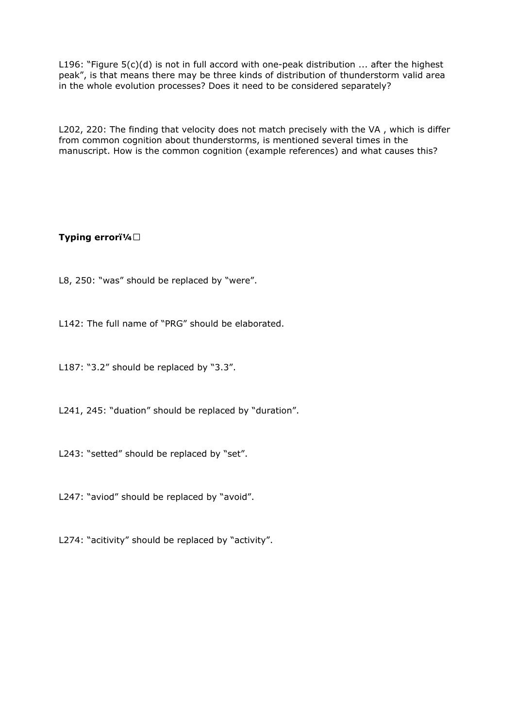L196: "Figure 5(c)(d) is not in full accord with one-peak distribution ... after the highest peak", is that means there may be three kinds of distribution of thunderstorm valid area in the whole evolution processes? Does it need to be considered separately?

L202, 220: The finding that velocity does not match precisely with the VA , which is differ from common cognition about thunderstorms, is mentioned several times in the manuscript. How is the common cognition (example references) and what causes this?

**Typing errorï¼□**

L8, 250: "was" should be replaced by "were".

L142: The full name of "PRG" should be elaborated.

L187: "3.2" should be replaced by "3.3".

L241, 245: "duation" should be replaced by "duration".

L243: "setted" should be replaced by "set".

L247: "aviod" should be replaced by "avoid".

L274: "acitivity" should be replaced by "activity".